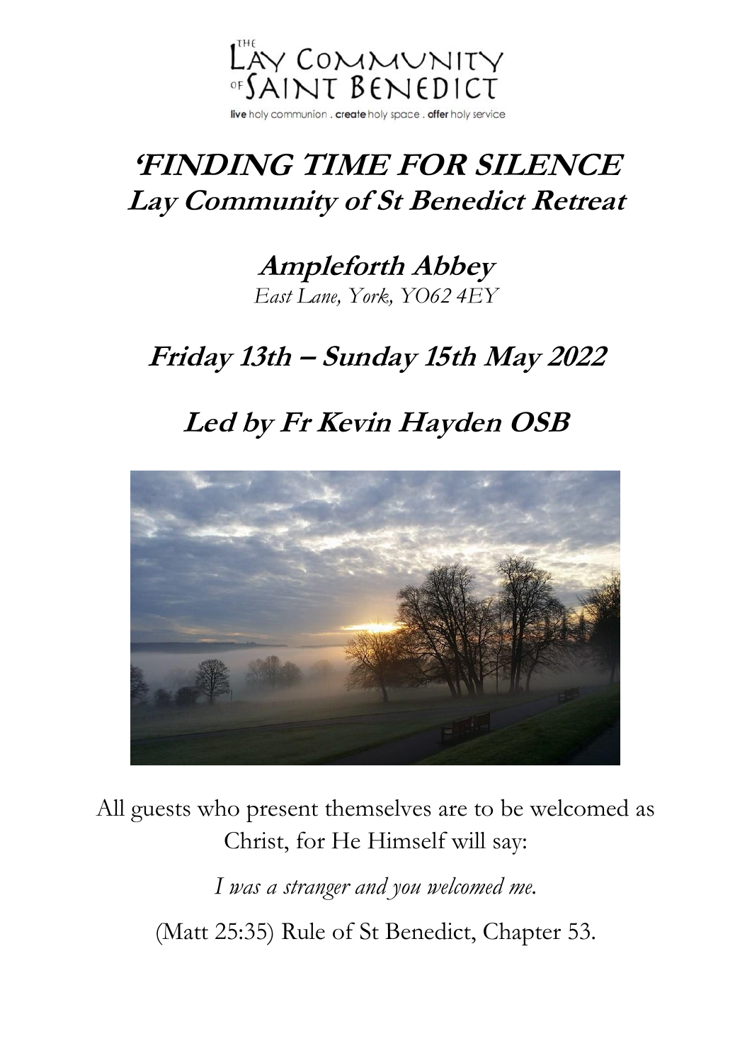THE LAY COMMUNITY OF SAINT BENEDICT

live holy communion . create holy space . offer holy service

# 'FINDING TIME FOR SILENCE

## Lay Community of St Benedict Retreat

## Ampleforth Abbey

*East Lane, York, YO62 4EY*

## Friday 13th – Sunday 15th May 2022

## Led by Fr Kevin Hayden OSB

All guests who present themselves are to be welcomed as Christ, for He Himself will say:

*I was a stranger and you welcomed me.*

(Matt 25:35) Rule of St Benedict, Chapter 53.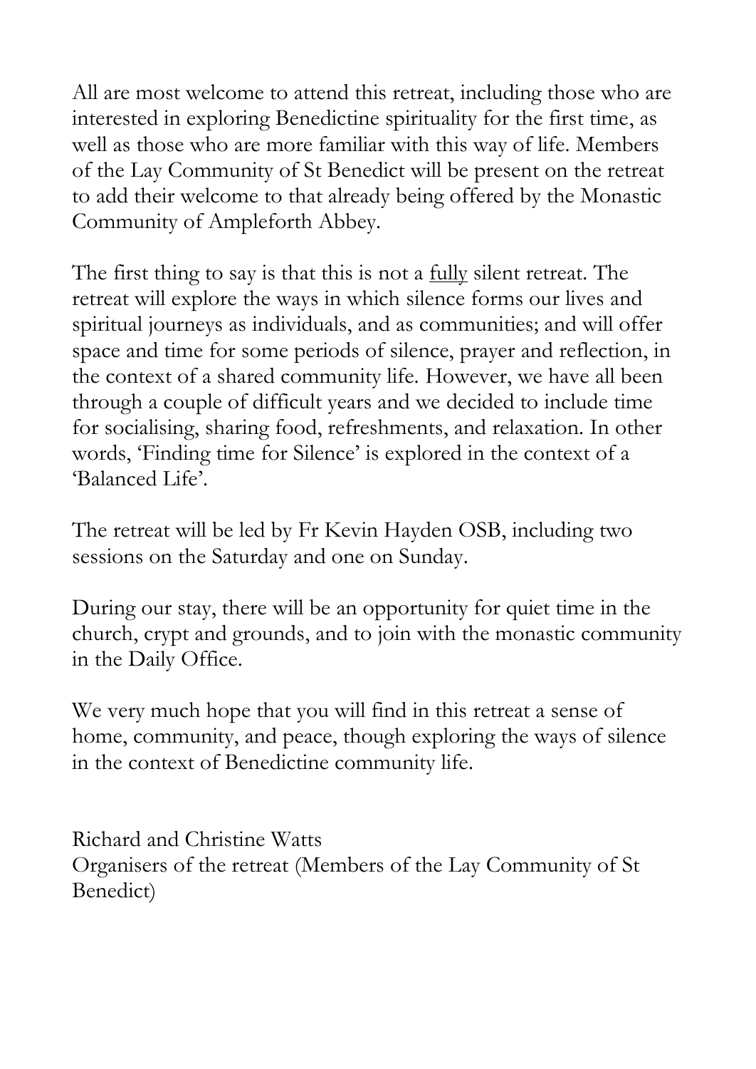All are most welcome to attend this retreat, including those who are interested in exploring Benedictine spirituality for the first time, as well as those who are more familiar with this way of life. Members of the Lay Community of St Benedict will be present on the retreat to add their welcome to that already being offered by the Monastic Community of Ampleforth Abbey.

The first thing to say is that this is not a <u>fully</u> silent retreat. The retreat will explore the ways in which silence forms our lives and spiritual journeys as individuals, and as communities; and will offer space and time for some periods of silence, prayer and reflection, in the context of a shared community life. However, we have all been through a couple of difficult years and we decided to include time for socialising, sharing food, refreshments, and relaxation. In other words, 'Finding time for Silence' is explored in the context of a 'Balanced Life'.

The retreat will be led by Fr Kevin Hayden OSB, including two sessions on the Saturday and one on Sunday.

During our stay, there will be an opportunity for quiet time in the church, crypt and grounds, and to join with the monastic community in the Daily Office.

We very much hope that you will find in this retreat a sense of home, community, and peace, though exploring the ways of silence in the context of Benedictine community life.

Richard and Christine Watts
Organisers of the retreat (Members of the Lay Community of St Benedict)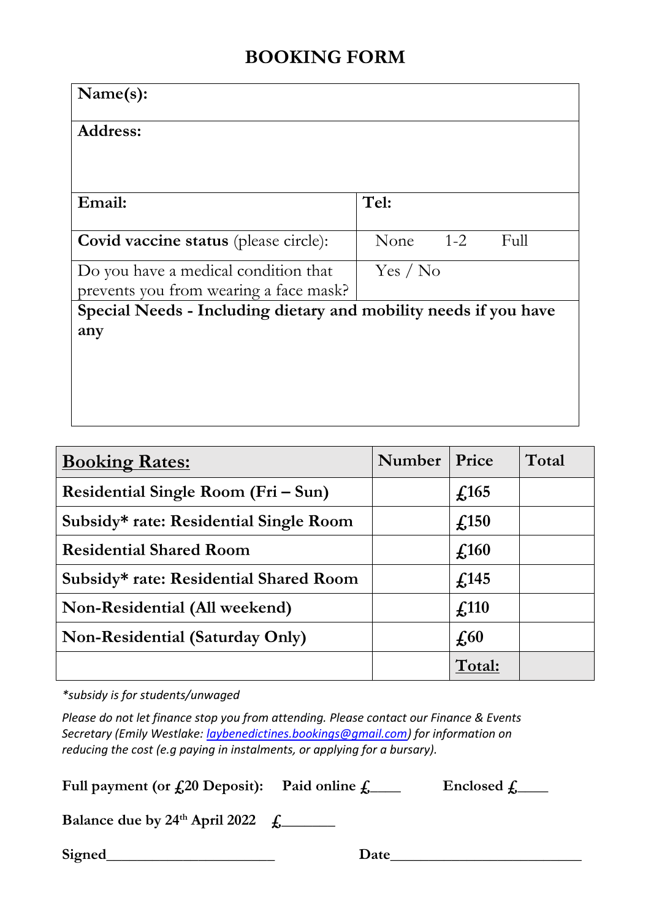# BOOKING FORM

| **Name(s):** | |
|---|---|
| **Address:** | |
| **Email:** | **Tel:** |
| **Covid vaccine status** (please circle): | None 1-2 Full |
| Do you have a medical condition that prevents you from wearing a face mask? | Yes / No |
| **Special Needs - Including dietary and mobility needs if you have any** | |

| **Booking Rates:** | **Number** | **Price** | **Total** |
|---|---|---|---|
| **Residential Single Room (Fri – Sun)** | | **£165** | |
| **Subsidy* rate: Residential Single Room** | | **£150** | |
| **Residential Shared Room** | | **£160** | |
| **Subsidy* rate: Residential Shared Room** | | **£145** | |
| **Non-Residential (All weekend)** | | **£110** | |
| **Non-Residential (Saturday Only)** | | **£60** | |
| | | **Total:** | |

*\*subsidy is for students/unwaged*

*Please do not let finance stop you from attending. Please contact our Finance & Events Secretary (Emily Westlake: laybenedictines.bookings@gmail.com) for information on reducing the cost (e.g paying in instalments, or applying for a bursary).*

**Full payment (or £20 Deposit):** **Paid online £____** **Enclosed £____**

**Balance due by 24th April 2022** **£_______**

**Signed______________________** **Date_________________________**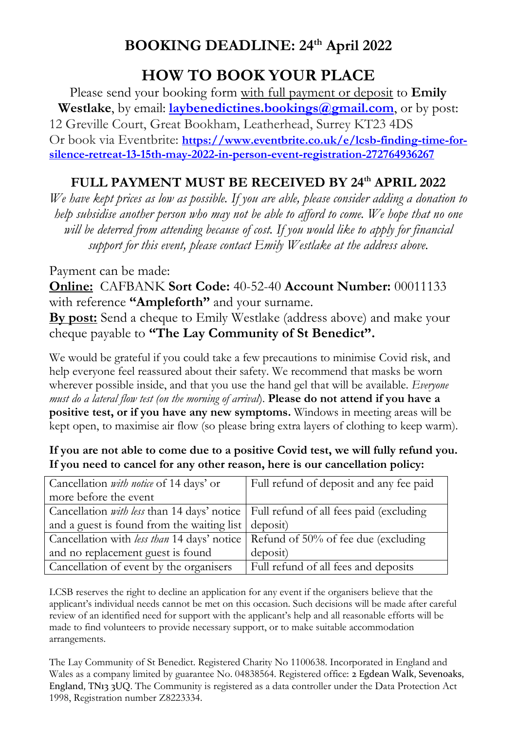# BOOKING DEADLINE: 24th April 2022

# HOW TO BOOK YOUR PLACE

Please send your booking form with full payment or deposit to **Emily Westlake**, by email: **laybenedictines.bookings@gmail.com**, or by post: 12 Greville Court, Great Bookham, Leatherhead, Surrey KT23 4DS
Or book via Eventbrite: **https://www.eventbrite.co.uk/e/lcsb-finding-time-for-silence-retreat-13-15th-may-2022-in-person-event-registration-272764936267**

## FULL PAYMENT MUST BE RECEIVED BY 24th APRIL 2022

*We have kept prices as low as possible. If you are able, please consider adding a donation to help subsidise another person who may not be able to afford to come. We hope that no one will be deterred from attending because of cost. If you would like to apply for financial support for this event, please contact Emily Westlake at the address above.*

Payment can be made:
**Online:** CAFBANK **Sort Code:** 40-52-40 **Account Number:** 00011133 with reference **"Ampleforth"** and your surname.
**By post:** Send a cheque to Emily Westlake (address above) and make your cheque payable to **"The Lay Community of St Benedict".**

We would be grateful if you could take a few precautions to minimise Covid risk, and help everyone feel reassured about their safety. We recommend that masks be worn wherever possible inside, and that you use the hand gel that will be available. *Everyone must do a lateral flow test (on the morning of arrival*). **Please do not attend if you have a positive test, or if you have any new symptoms.** Windows in meeting areas will be kept open, to maximise air flow (so please bring extra layers of clothing to keep warm).

**If you are not able to come due to a positive Covid test, we will fully refund you. If you need to cancel for any other reason, here is our cancellation policy:**

| | |
|---|---|
| Cancellation *with notice* of 14 days' or more before the event | Full refund of deposit and any fee paid |
| Cancellation *with less* than 14 days' notice and a guest is found from the waiting list | Full refund of all fees paid (excluding deposit) |
| Cancellation with *less than* 14 days' notice and no replacement guest is found | Refund of 50% of fee due (excluding deposit) |
| Cancellation of event by the organisers | Full refund of all fees and deposits |

LCSB reserves the right to decline an application for any event if the organisers believe that the applicant's individual needs cannot be met on this occasion. Such decisions will be made after careful review of an identified need for support with the applicant's help and all reasonable efforts will be made to find volunteers to provide necessary support, or to make suitable accommodation arrangements.

The Lay Community of St Benedict. Registered Charity No 1100638. Incorporated in England and Wales as a company limited by guarantee No. 04838564. Registered office: 2 Egdean Walk, Sevenoaks, England, TN13 3UQ. The Community is registered as a data controller under the Data Protection Act 1998, Registration number Z8223334.